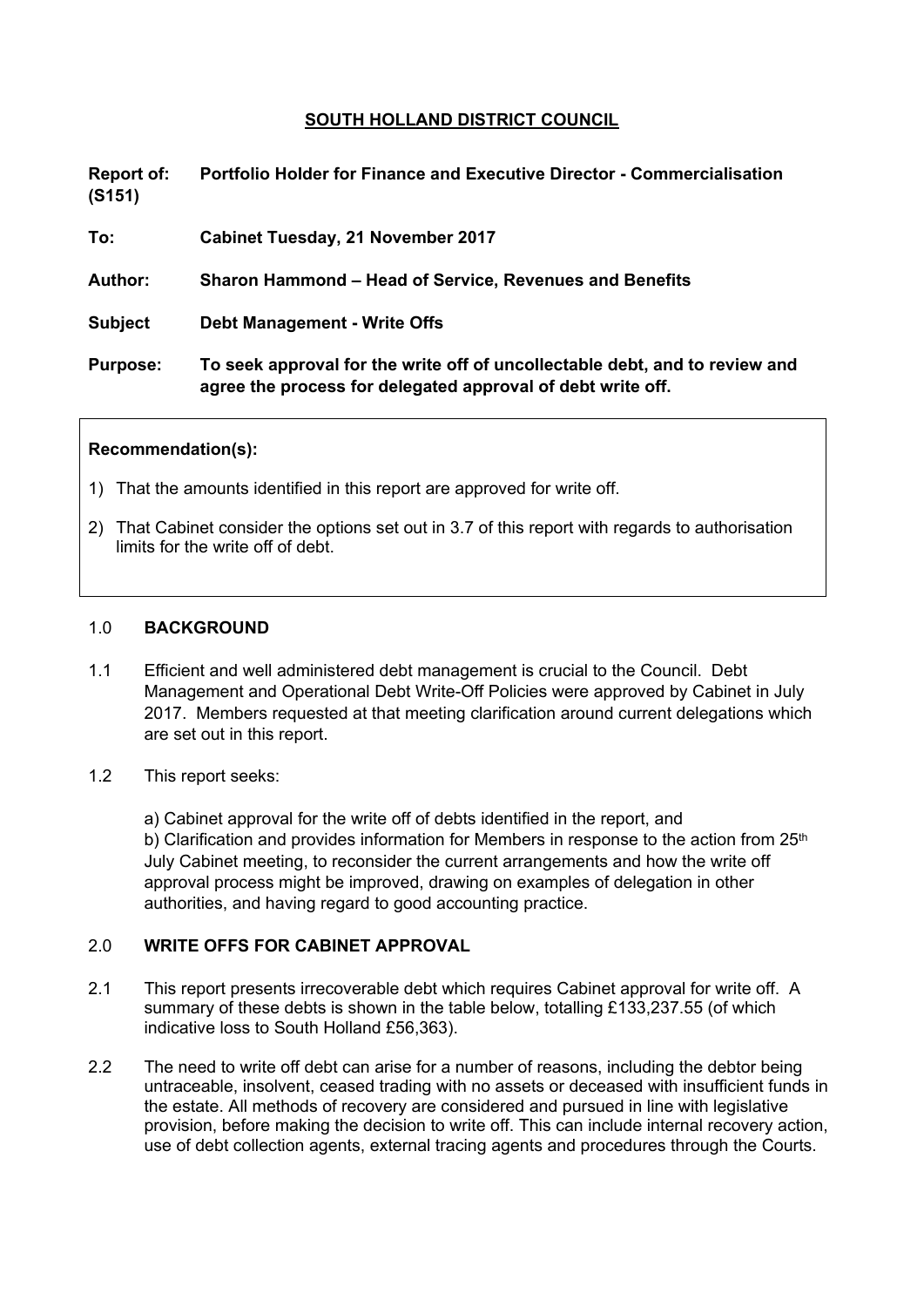# SOUTH HOLLAND DISTRICT COUNCIL

**Report of: (S151)** **Portfolio Holder for Finance and Executive Director - Commercialisation**

**To:** **Cabinet Tuesday, 21 November 2017**

**Author:** **Sharon Hammond – Head of Service, Revenues and Benefits**

**Subject** **Debt Management - Write Offs**

**Purpose:** **To seek approval for the write off of uncollectable debt, and to review and agree the process for delegated approval of debt write off.**

---

**Recommendation(s):**

1) That the amounts identified in this report are approved for write off.

2) That Cabinet consider the options set out in 3.7 of this report with regards to authorisation limits for the write off of debt.

---

## 1.0 BACKGROUND

1.1 Efficient and well administered debt management is crucial to the Council. Debt Management and Operational Debt Write-Off Policies were approved by Cabinet in July 2017. Members requested at that meeting clarification around current delegations which are set out in this report.

1.2 This report seeks:

a) Cabinet approval for the write off of debts identified in the report, and
b) Clarification and provides information for Members in response to the action from 25th July Cabinet meeting, to reconsider the current arrangements and how the write off approval process might be improved, drawing on examples of delegation in other authorities, and having regard to good accounting practice.

## 2.0 WRITE OFFS FOR CABINET APPROVAL

2.1 This report presents irrecoverable debt which requires Cabinet approval for write off. A summary of these debts is shown in the table below, totalling £133,237.55 (of which indicative loss to South Holland £56,363).

2.2 The need to write off debt can arise for a number of reasons, including the debtor being untraceable, insolvent, ceased trading with no assets or deceased with insufficient funds in the estate. All methods of recovery are considered and pursued in line with legislative provision, before making the decision to write off. This can include internal recovery action, use of debt collection agents, external tracing agents and procedures through the Courts.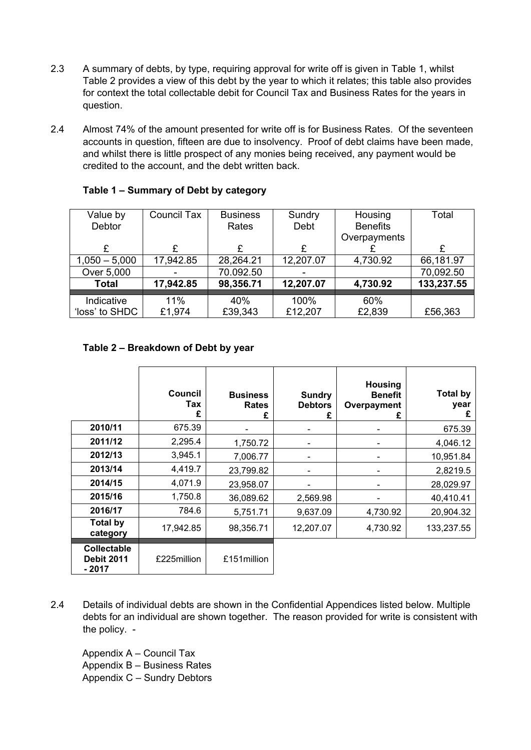2.3 A summary of debts, by type, requiring approval for write off is given in Table 1, whilst Table 2 provides a view of this debt by the year to which it relates; this table also provides for context the total collectable debit for Council Tax and Business Rates for the years in question.

2.4 Almost 74% of the amount presented for write off is for Business Rates. Of the seventeen accounts in question, fifteen are due to insolvency. Proof of debt claims have been made, and whilst there is little prospect of any monies being received, any payment would be credited to the account, and the debt written back.

**Table 1 – Summary of Debt by category**

| Value by Debtor £ | Council Tax £ | Business Rates £ | Sundry Debt £ | Housing Benefits Overpayments £ | Total £ |
|---|---|---|---|---|---|
| 1,050 – 5,000 | 17,942.85 | 28,264.21 | 12,207.07 | 4,730.92 | 66,181.97 |
| Over 5,000 | - | 70.092.50 | - | | 70,092.50 |
| **Total** | **17,942.85** | **98,356.71** | **12,207.07** | **4,730.92** | **133,237.55** |
| Indicative 'loss' to SHDC | 11% £1,974 | 40% £39,343 | 100% £12,207 | 60% £2,839 | £56,363 |

**Table 2 – Breakdown of Debt by year**

| | Council Tax £ | Business Rates £ | Sundry Debtors £ | Housing Benefit Overpayment £ | Total by year £ |
|---|---|---|---|---|---|
| **2010/11** | 675.39 | - | - | - | 675.39 |
| **2011/12** | 2,295.4 | 1,750.72 | - | - | 4,046.12 |
| **2012/13** | 3,945.1 | 7,006.77 | - | - | 10,951.84 |
| **2013/14** | 4,419.7 | 23,799.82 | - | - | 2,8219.5 |
| **2014/15** | 4,071.9 | 23,958.07 | - | - | 28,029.97 |
| **2015/16** | 1,750.8 | 36,089.62 | 2,569.98 | - | 40,410.41 |
| **2016/17** | 784.6 | 5,751.71 | 9,637.09 | 4,730.92 | 20,904.32 |
| **Total by category** | 17,942.85 | 98,356.71 | 12,207.07 | 4,730.92 | 133,237.55 |
| **Collectable Debit 2011 - 2017** | £225million | £151million | | | |

2.4 Details of individual debts are shown in the Confidential Appendices listed below. Multiple debts for an individual are shown together. The reason provided for write is consistent with the policy. -

Appendix A – Council Tax
Appendix B – Business Rates
Appendix C – Sundry Debtors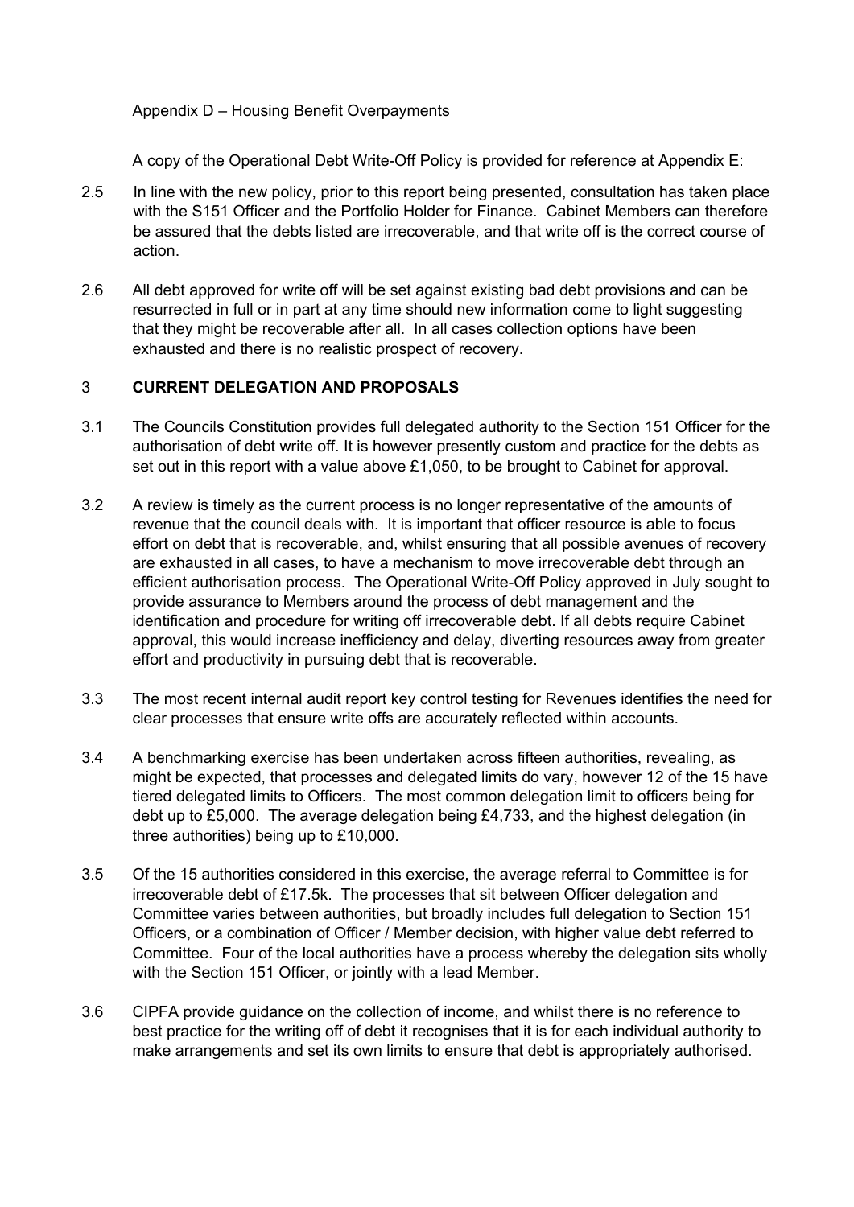Appendix D – Housing Benefit Overpayments

A copy of the Operational Debt Write-Off Policy is provided for reference at Appendix E:

2.5 In line with the new policy, prior to this report being presented, consultation has taken place with the S151 Officer and the Portfolio Holder for Finance. Cabinet Members can therefore be assured that the debts listed are irrecoverable, and that write off is the correct course of action.

2.6 All debt approved for write off will be set against existing bad debt provisions and can be resurrected in full or in part at any time should new information come to light suggesting that they might be recoverable after all. In all cases collection options have been exhausted and there is no realistic prospect of recovery.

## 3 CURRENT DELEGATION AND PROPOSALS

3.1 The Councils Constitution provides full delegated authority to the Section 151 Officer for the authorisation of debt write off. It is however presently custom and practice for the debts as set out in this report with a value above £1,050, to be brought to Cabinet for approval.

3.2 A review is timely as the current process is no longer representative of the amounts of revenue that the council deals with. It is important that officer resource is able to focus effort on debt that is recoverable, and, whilst ensuring that all possible avenues of recovery are exhausted in all cases, to have a mechanism to move irrecoverable debt through an efficient authorisation process. The Operational Write-Off Policy approved in July sought to provide assurance to Members around the process of debt management and the identification and procedure for writing off irrecoverable debt. If all debts require Cabinet approval, this would increase inefficiency and delay, diverting resources away from greater effort and productivity in pursuing debt that is recoverable.

3.3 The most recent internal audit report key control testing for Revenues identifies the need for clear processes that ensure write offs are accurately reflected within accounts.

3.4 A benchmarking exercise has been undertaken across fifteen authorities, revealing, as might be expected, that processes and delegated limits do vary, however 12 of the 15 have tiered delegated limits to Officers. The most common delegation limit to officers being for debt up to £5,000. The average delegation being £4,733, and the highest delegation (in three authorities) being up to £10,000.

3.5 Of the 15 authorities considered in this exercise, the average referral to Committee is for irrecoverable debt of £17.5k. The processes that sit between Officer delegation and Committee varies between authorities, but broadly includes full delegation to Section 151 Officers, or a combination of Officer / Member decision, with higher value debt referred to Committee. Four of the local authorities have a process whereby the delegation sits wholly with the Section 151 Officer, or jointly with a lead Member.

3.6 CIPFA provide guidance on the collection of income, and whilst there is no reference to best practice for the writing off of debt it recognises that it is for each individual authority to make arrangements and set its own limits to ensure that debt is appropriately authorised.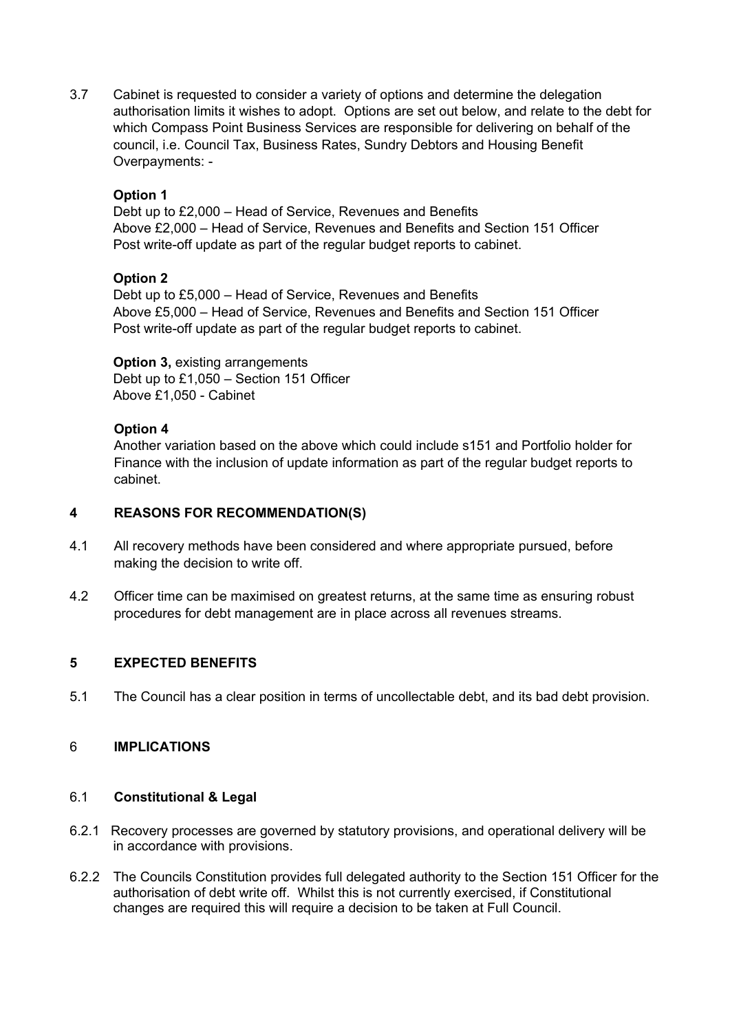3.7 Cabinet is requested to consider a variety of options and determine the delegation authorisation limits it wishes to adopt. Options are set out below, and relate to the debt for which Compass Point Business Services are responsible for delivering on behalf of the council, i.e. Council Tax, Business Rates, Sundry Debtors and Housing Benefit Overpayments: -

**Option 1**
Debt up to £2,000 – Head of Service, Revenues and Benefits
Above £2,000 – Head of Service, Revenues and Benefits and Section 151 Officer
Post write-off update as part of the regular budget reports to cabinet.

**Option 2**
Debt up to £5,000 – Head of Service, Revenues and Benefits
Above £5,000 – Head of Service, Revenues and Benefits and Section 151 Officer
Post write-off update as part of the regular budget reports to cabinet.

**Option 3,** existing arrangements
Debt up to £1,050 – Section 151 Officer
Above £1,050 - Cabinet

**Option 4**
Another variation based on the above which could include s151 and Portfolio holder for Finance with the inclusion of update information as part of the regular budget reports to cabinet.

## 4 REASONS FOR RECOMMENDATION(S)

4.1 All recovery methods have been considered and where appropriate pursued, before making the decision to write off.

4.2 Officer time can be maximised on greatest returns, at the same time as ensuring robust procedures for debt management are in place across all revenues streams.

## 5 EXPECTED BENEFITS

5.1 The Council has a clear position in terms of uncollectable debt, and its bad debt provision.

## 6 IMPLICATIONS

### 6.1 Constitutional & Legal

6.2.1 Recovery processes are governed by statutory provisions, and operational delivery will be in accordance with provisions.

6.2.2 The Councils Constitution provides full delegated authority to the Section 151 Officer for the authorisation of debt write off. Whilst this is not currently exercised, if Constitutional changes are required this will require a decision to be taken at Full Council.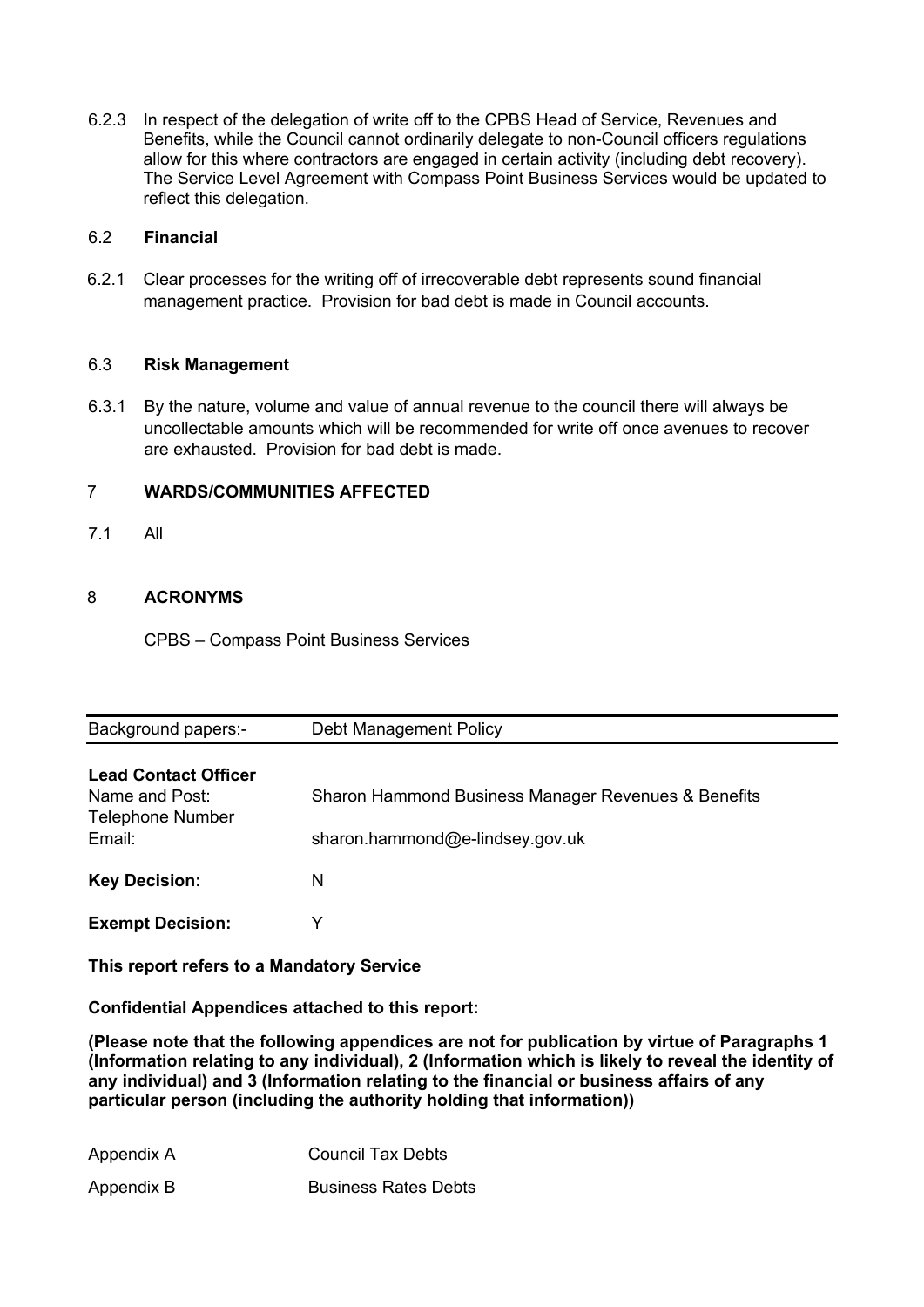6.2.3 In respect of the delegation of write off to the CPBS Head of Service, Revenues and Benefits, while the Council cannot ordinarily delegate to non-Council officers regulations allow for this where contractors are engaged in certain activity (including debt recovery). The Service Level Agreement with Compass Point Business Services would be updated to reflect this delegation.

## 6.2 Financial

6.2.1 Clear processes for the writing off of irrecoverable debt represents sound financial management practice. Provision for bad debt is made in Council accounts.

## 6.3 Risk Management

6.3.1 By the nature, volume and value of annual revenue to the council there will always be uncollectable amounts which will be recommended for write off once avenues to recover are exhausted. Provision for bad debt is made.

## 7 WARDS/COMMUNITIES AFFECTED

7.1 All

## 8 ACRONYMS

CPBS – Compass Point Business Services

| Background papers:- | Debt Management Policy |
|---|---|

**Lead Contact Officer**

| | |
|---|---|
| Name and Post: | Sharon Hammond Business Manager Revenues & Benefits |
| Telephone Number | |
| Email: | sharon.hammond@e-lindsey.gov.uk |
| **Key Decision:** | N |
| **Exempt Decision:** | Y |

**This report refers to a Mandatory Service**

**Confidential Appendices attached to this report:**

**(Please note that the following appendices are not for publication by virtue of Paragraphs 1 (Information relating to any individual), 2 (Information which is likely to reveal the identity of any individual) and 3 (Information relating to the financial or business affairs of any particular person (including the authority holding that information))**

| | |
|---|---|
| Appendix A | Council Tax Debts |
| Appendix B | Business Rates Debts |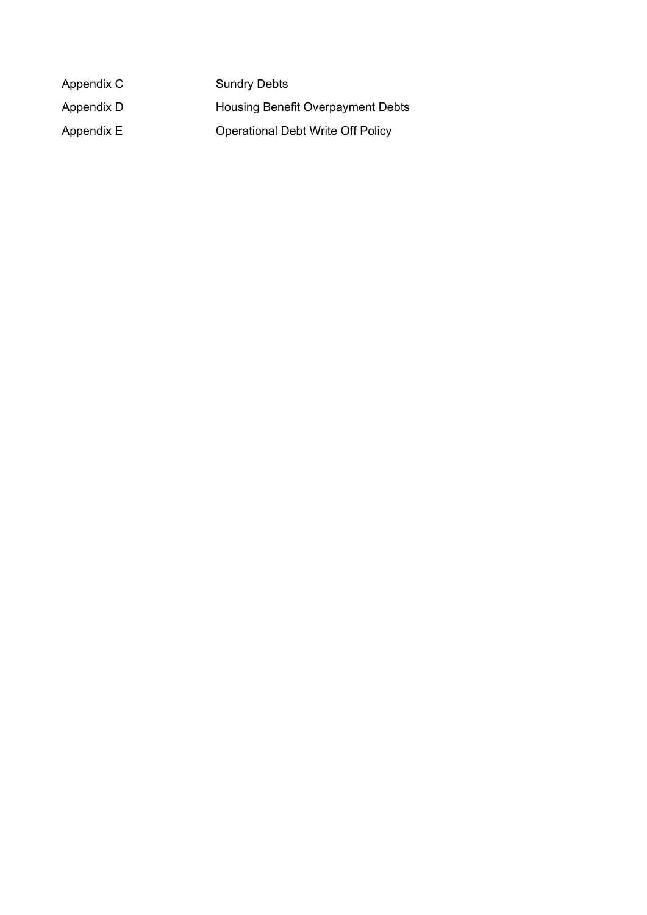| | |
|---|---|
| Appendix C | Sundry Debts |
| Appendix D | Housing Benefit Overpayment Debts |
| Appendix E | Operational Debt Write Off Policy |